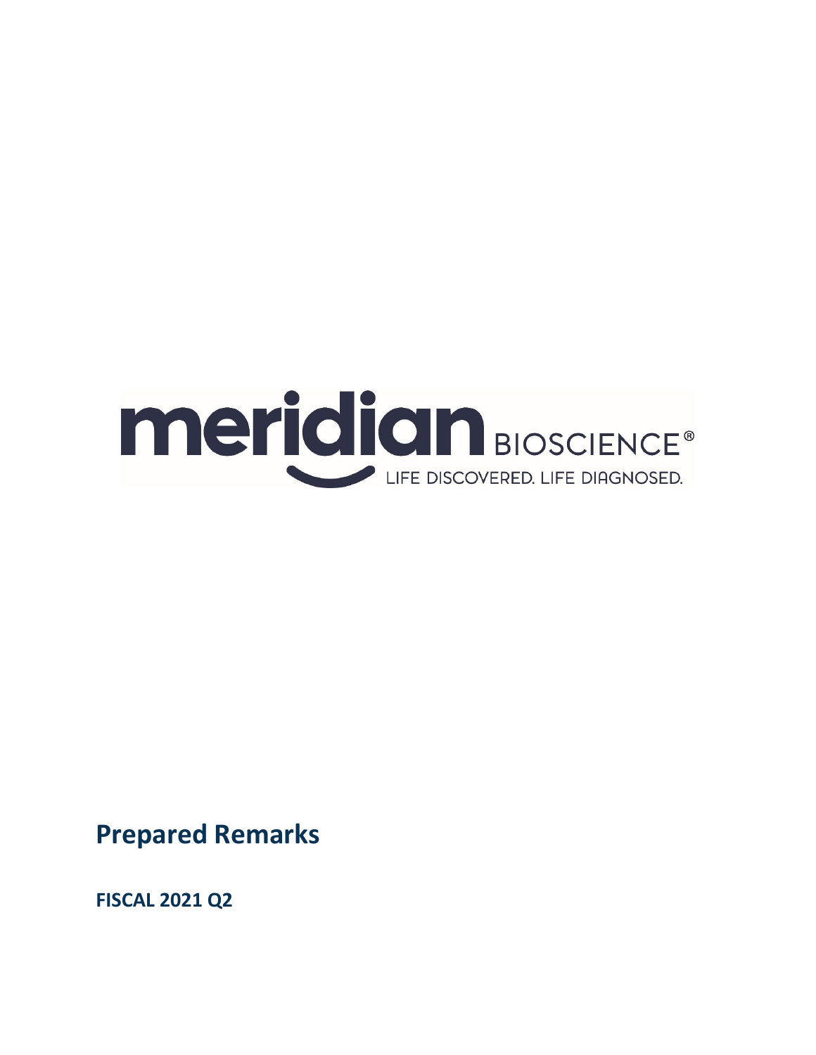meridian BIOSCIENCE®

LIFE DISCOVERED. LIFE DIAGNOSED.

# Prepared Remarks

## FISCAL 2021 Q2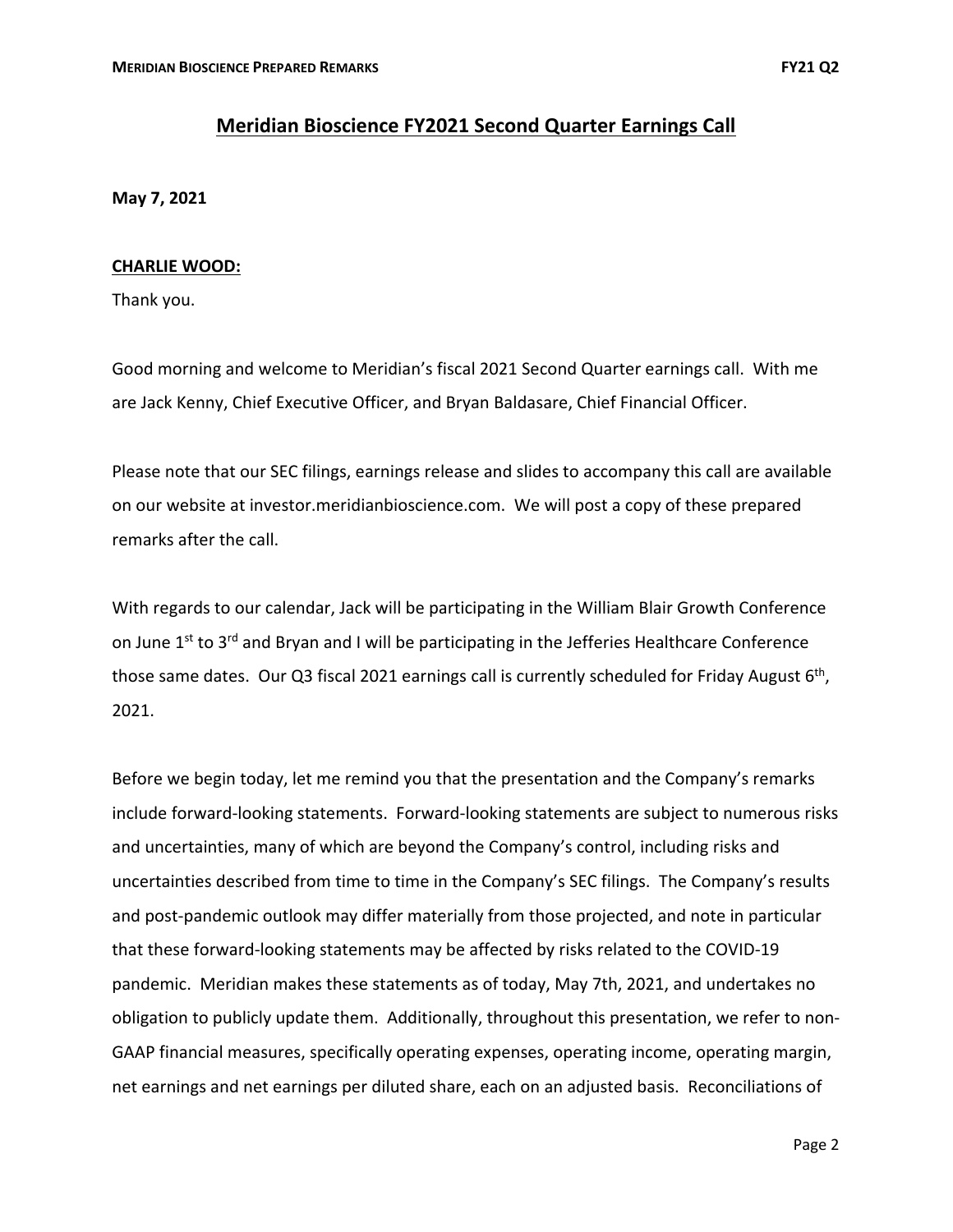# Meridian Bioscience FY2021 Second Quarter Earnings Call

**May 7, 2021**

**CHARLIE WOOD:**

Thank you.

Good morning and welcome to Meridian's fiscal 2021 Second Quarter earnings call. With me are Jack Kenny, Chief Executive Officer, and Bryan Baldasare, Chief Financial Officer.

Please note that our SEC filings, earnings release and slides to accompany this call are available on our website at investor.meridianbioscience.com. We will post a copy of these prepared remarks after the call.

With regards to our calendar, Jack will be participating in the William Blair Growth Conference on June 1st to 3rd and Bryan and I will be participating in the Jefferies Healthcare Conference those same dates. Our Q3 fiscal 2021 earnings call is currently scheduled for Friday August 6th, 2021.

Before we begin today, let me remind you that the presentation and the Company's remarks include forward-looking statements. Forward-looking statements are subject to numerous risks and uncertainties, many of which are beyond the Company's control, including risks and uncertainties described from time to time in the Company's SEC filings. The Company's results and post-pandemic outlook may differ materially from those projected, and note in particular that these forward-looking statements may be affected by risks related to the COVID-19 pandemic. Meridian makes these statements as of today, May 7th, 2021, and undertakes no obligation to publicly update them. Additionally, throughout this presentation, we refer to non-GAAP financial measures, specifically operating expenses, operating income, operating margin, net earnings and net earnings per diluted share, each on an adjusted basis. Reconciliations of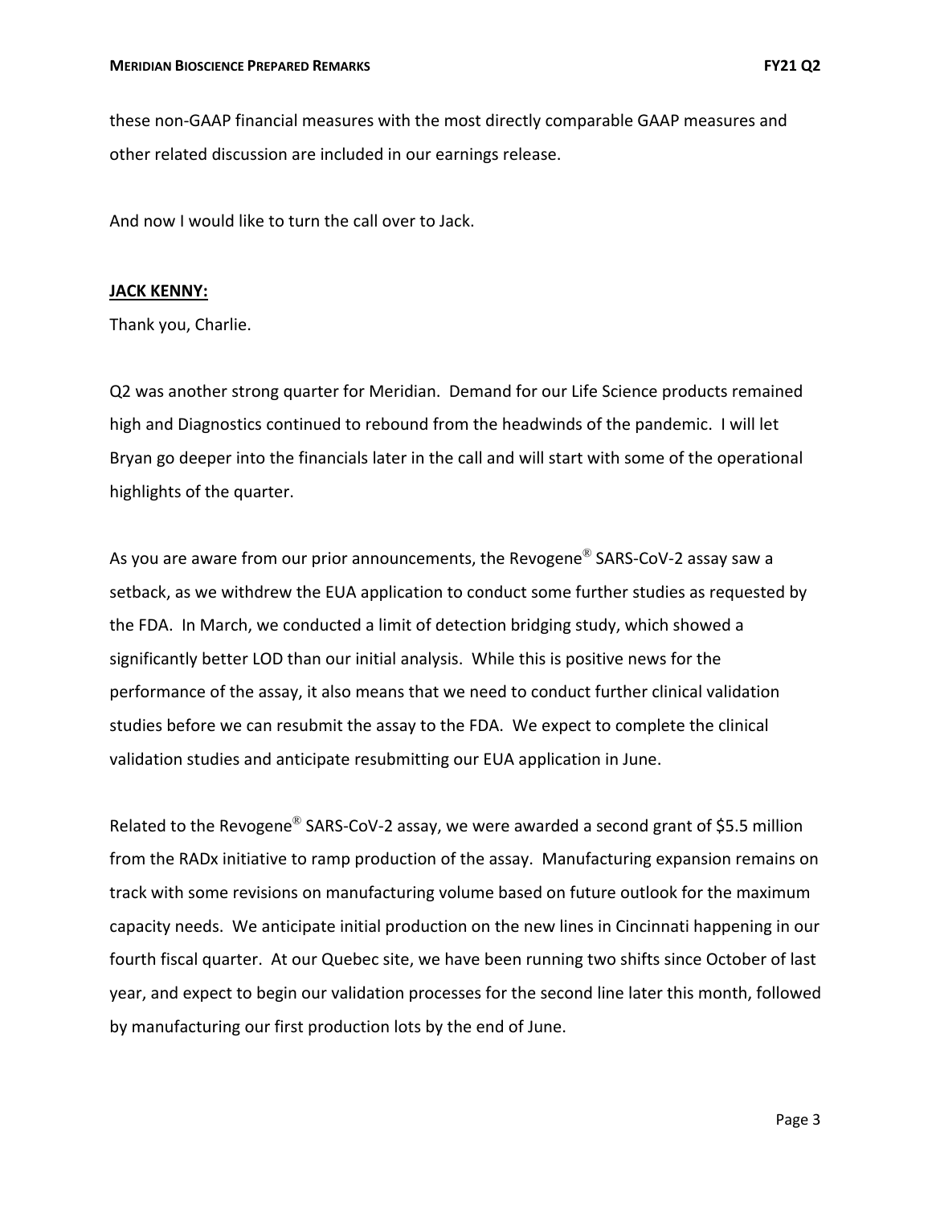these non-GAAP financial measures with the most directly comparable GAAP measures and other related discussion are included in our earnings release.

And now I would like to turn the call over to Jack.

**JACK KENNY:**

Thank you, Charlie.

Q2 was another strong quarter for Meridian. Demand for our Life Science products remained high and Diagnostics continued to rebound from the headwinds of the pandemic. I will let Bryan go deeper into the financials later in the call and will start with some of the operational highlights of the quarter.

As you are aware from our prior announcements, the Revogene® SARS-CoV-2 assay saw a setback, as we withdrew the EUA application to conduct some further studies as requested by the FDA. In March, we conducted a limit of detection bridging study, which showed a significantly better LOD than our initial analysis. While this is positive news for the performance of the assay, it also means that we need to conduct further clinical validation studies before we can resubmit the assay to the FDA. We expect to complete the clinical validation studies and anticipate resubmitting our EUA application in June.

Related to the Revogene® SARS-CoV-2 assay, we were awarded a second grant of $5.5 million from the RADx initiative to ramp production of the assay. Manufacturing expansion remains on track with some revisions on manufacturing volume based on future outlook for the maximum capacity needs. We anticipate initial production on the new lines in Cincinnati happening in our fourth fiscal quarter. At our Quebec site, we have been running two shifts since October of last year, and expect to begin our validation processes for the second line later this month, followed by manufacturing our first production lots by the end of June.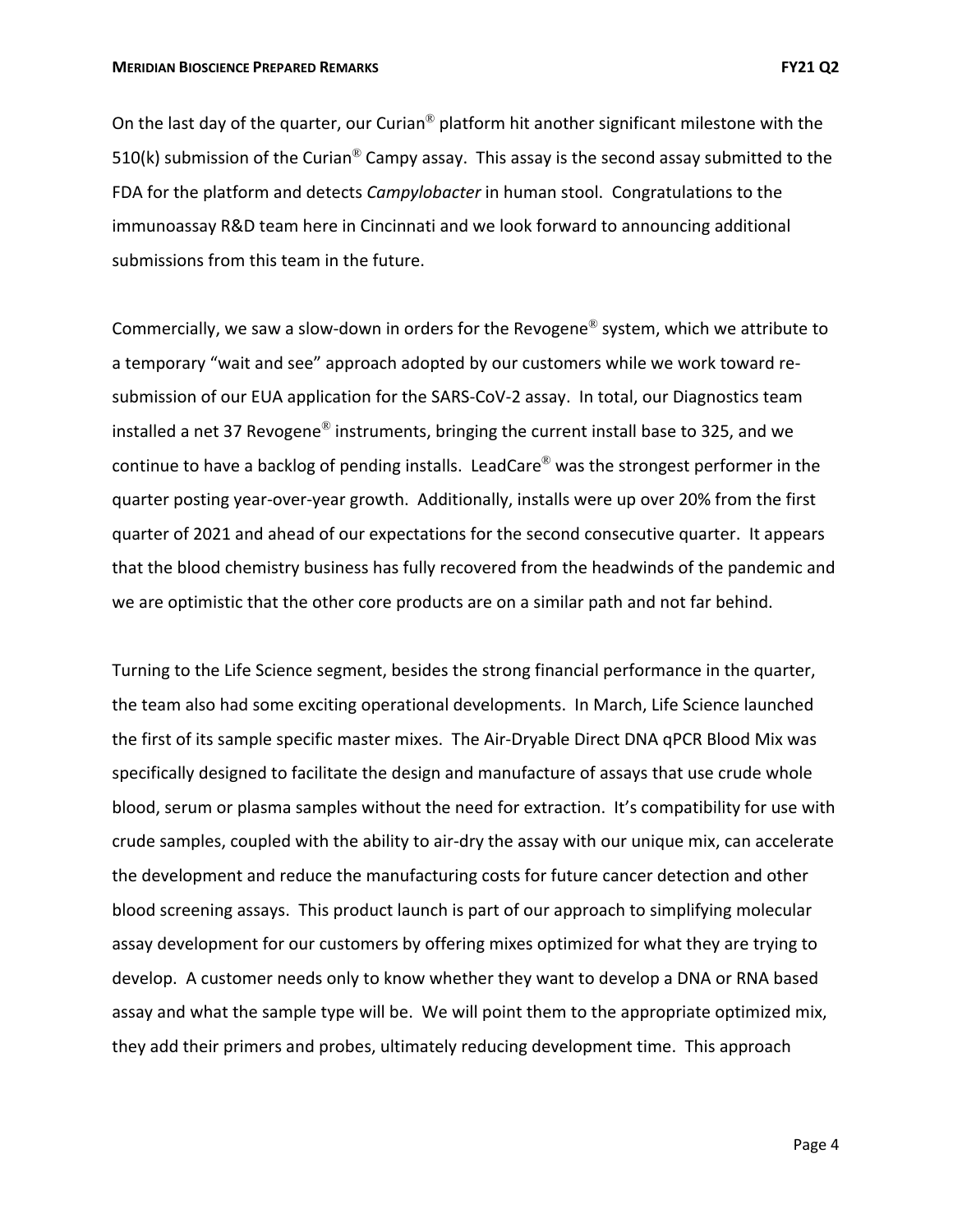On the last day of the quarter, our Curian® platform hit another significant milestone with the 510(k) submission of the Curian® Campy assay. This assay is the second assay submitted to the FDA for the platform and detects *Campylobacter* in human stool. Congratulations to the immunoassay R&D team here in Cincinnati and we look forward to announcing additional submissions from this team in the future.

Commercially, we saw a slow-down in orders for the Revogene® system, which we attribute to a temporary "wait and see" approach adopted by our customers while we work toward re-submission of our EUA application for the SARS-CoV-2 assay. In total, our Diagnostics team installed a net 37 Revogene® instruments, bringing the current install base to 325, and we continue to have a backlog of pending installs. LeadCare® was the strongest performer in the quarter posting year-over-year growth. Additionally, installs were up over 20% from the first quarter of 2021 and ahead of our expectations for the second consecutive quarter. It appears that the blood chemistry business has fully recovered from the headwinds of the pandemic and we are optimistic that the other core products are on a similar path and not far behind.

Turning to the Life Science segment, besides the strong financial performance in the quarter, the team also had some exciting operational developments. In March, Life Science launched the first of its sample specific master mixes. The Air-Dryable Direct DNA qPCR Blood Mix was specifically designed to facilitate the design and manufacture of assays that use crude whole blood, serum or plasma samples without the need for extraction. It's compatibility for use with crude samples, coupled with the ability to air-dry the assay with our unique mix, can accelerate the development and reduce the manufacturing costs for future cancer detection and other blood screening assays. This product launch is part of our approach to simplifying molecular assay development for our customers by offering mixes optimized for what they are trying to develop. A customer needs only to know whether they want to develop a DNA or RNA based assay and what the sample type will be. We will point them to the appropriate optimized mix, they add their primers and probes, ultimately reducing development time. This approach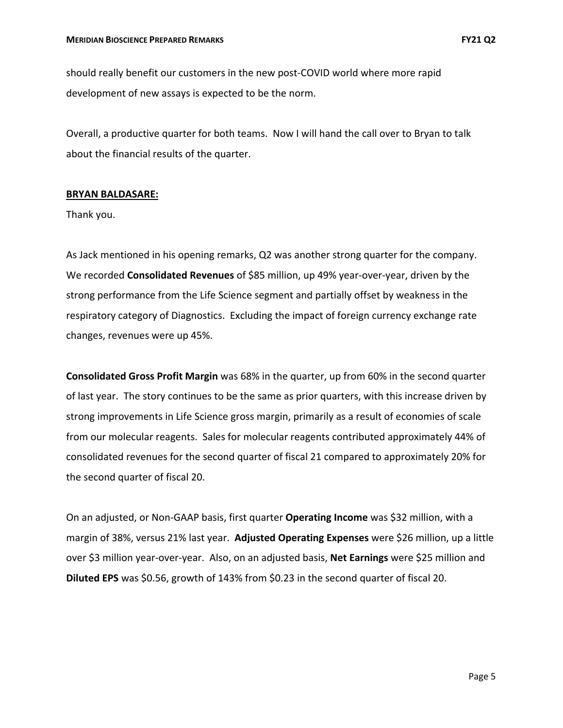should really benefit our customers in the new post-COVID world where more rapid development of new assays is expected to be the norm.

Overall, a productive quarter for both teams. Now I will hand the call over to Bryan to talk about the financial results of the quarter.

**BRYAN BALDASARE:**

Thank you.

As Jack mentioned in his opening remarks, Q2 was another strong quarter for the company. We recorded **Consolidated Revenues** of $85 million, up 49% year-over-year, driven by the strong performance from the Life Science segment and partially offset by weakness in the respiratory category of Diagnostics. Excluding the impact of foreign currency exchange rate changes, revenues were up 45%.

**Consolidated Gross Profit Margin** was 68% in the quarter, up from 60% in the second quarter of last year. The story continues to be the same as prior quarters, with this increase driven by strong improvements in Life Science gross margin, primarily as a result of economies of scale from our molecular reagents. Sales for molecular reagents contributed approximately 44% of consolidated revenues for the second quarter of fiscal 21 compared to approximately 20% for the second quarter of fiscal 20.

On an adjusted, or Non-GAAP basis, first quarter **Operating Income** was $32 million, with a margin of 38%, versus 21% last year. **Adjusted Operating Expenses** were $26 million, up a little over $3 million year-over-year. Also, on an adjusted basis, **Net Earnings** were $25 million and **Diluted EPS** was $0.56, growth of 143% from $0.23 in the second quarter of fiscal 20.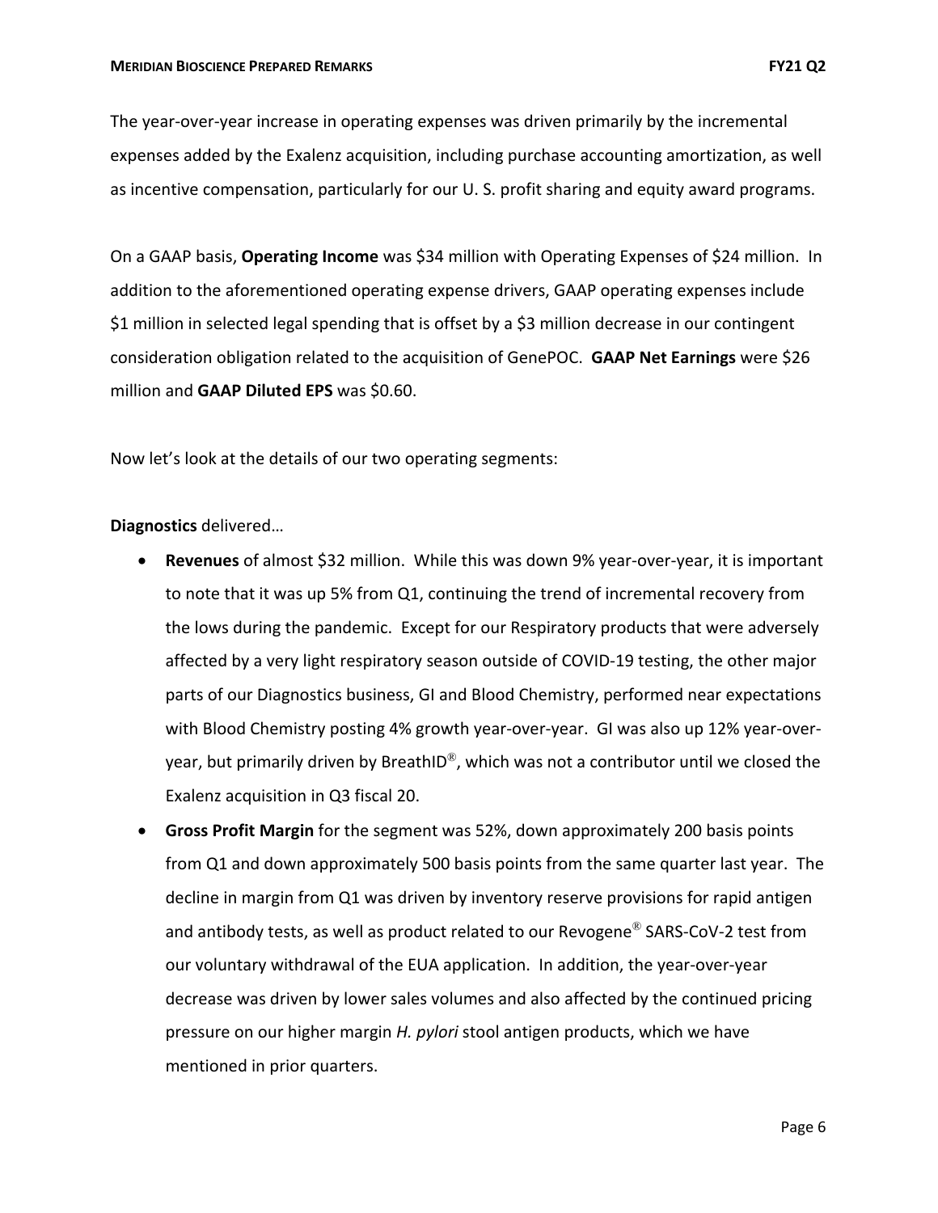The year-over-year increase in operating expenses was driven primarily by the incremental expenses added by the Exalenz acquisition, including purchase accounting amortization, as well as incentive compensation, particularly for our U. S. profit sharing and equity award programs.

On a GAAP basis, **Operating Income** was $34 million with Operating Expenses of $24 million. In addition to the aforementioned operating expense drivers, GAAP operating expenses include $1 million in selected legal spending that is offset by a $3 million decrease in our contingent consideration obligation related to the acquisition of GenePOC. **GAAP Net Earnings** were $26 million and **GAAP Diluted EPS** was $0.60.

Now let's look at the details of our two operating segments:

**Diagnostics** delivered…

- **Revenues** of almost $32 million. While this was down 9% year-over-year, it is important to note that it was up 5% from Q1, continuing the trend of incremental recovery from the lows during the pandemic. Except for our Respiratory products that were adversely affected by a very light respiratory season outside of COVID-19 testing, the other major parts of our Diagnostics business, GI and Blood Chemistry, performed near expectations with Blood Chemistry posting 4% growth year-over-year. GI was also up 12% year-over-year, but primarily driven by BreathID®, which was not a contributor until we closed the Exalenz acquisition in Q3 fiscal 20.
- **Gross Profit Margin** for the segment was 52%, down approximately 200 basis points from Q1 and down approximately 500 basis points from the same quarter last year. The decline in margin from Q1 was driven by inventory reserve provisions for rapid antigen and antibody tests, as well as product related to our Revogene® SARS-CoV-2 test from our voluntary withdrawal of the EUA application. In addition, the year-over-year decrease was driven by lower sales volumes and also affected by the continued pricing pressure on our higher margin *H. pylori* stool antigen products, which we have mentioned in prior quarters.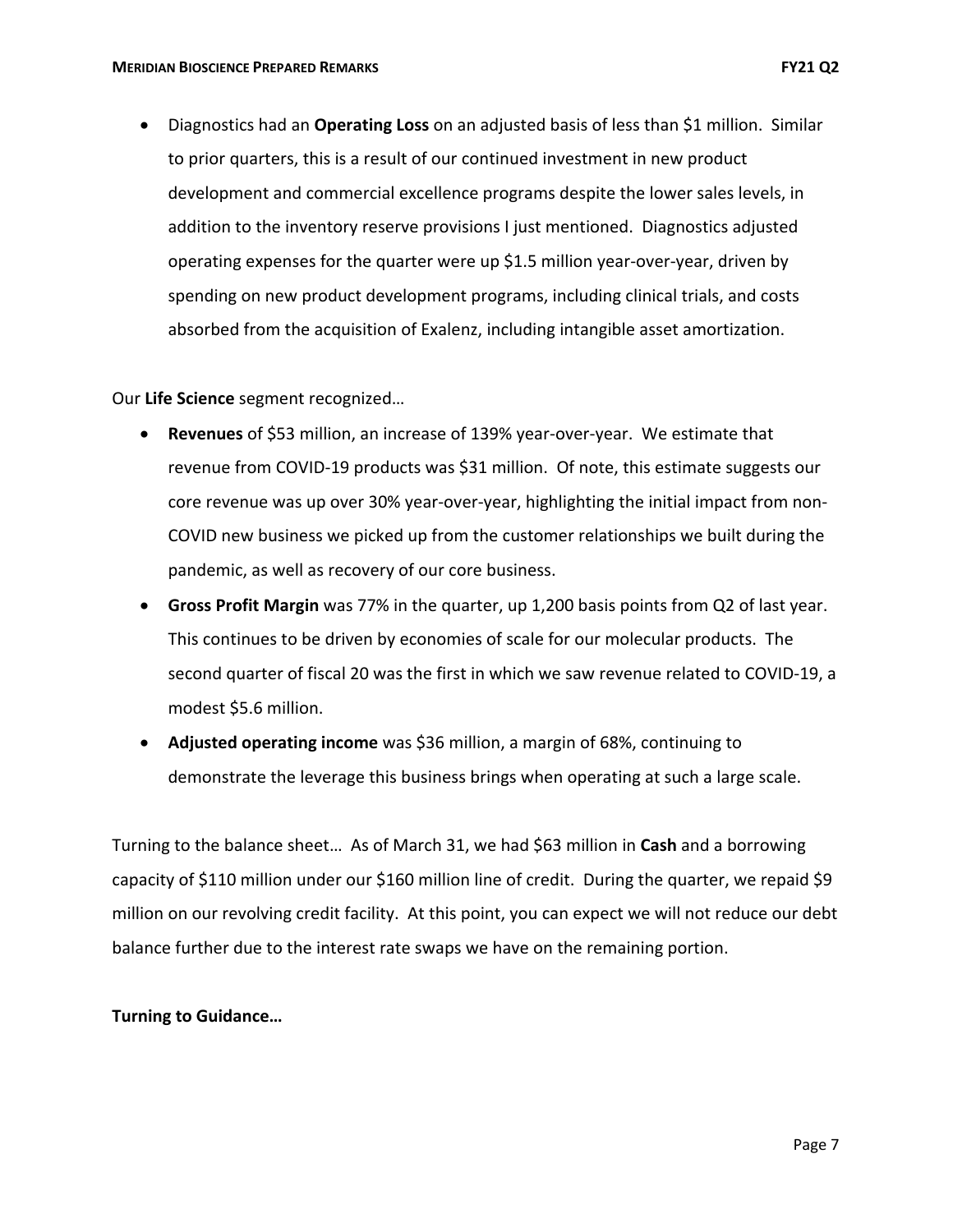- Diagnostics had an **Operating Loss** on an adjusted basis of less than $1 million. Similar to prior quarters, this is a result of our continued investment in new product development and commercial excellence programs despite the lower sales levels, in addition to the inventory reserve provisions I just mentioned. Diagnostics adjusted operating expenses for the quarter were up $1.5 million year-over-year, driven by spending on new product development programs, including clinical trials, and costs absorbed from the acquisition of Exalenz, including intangible asset amortization.

Our **Life Science** segment recognized…

- **Revenues** of $53 million, an increase of 139% year-over-year. We estimate that revenue from COVID-19 products was $31 million. Of note, this estimate suggests our core revenue was up over 30% year-over-year, highlighting the initial impact from non-COVID new business we picked up from the customer relationships we built during the pandemic, as well as recovery of our core business.
- **Gross Profit Margin** was 77% in the quarter, up 1,200 basis points from Q2 of last year. This continues to be driven by economies of scale for our molecular products. The second quarter of fiscal 20 was the first in which we saw revenue related to COVID-19, a modest $5.6 million.
- **Adjusted operating income** was $36 million, a margin of 68%, continuing to demonstrate the leverage this business brings when operating at such a large scale.

Turning to the balance sheet… As of March 31, we had $63 million in **Cash** and a borrowing capacity of $110 million under our $160 million line of credit. During the quarter, we repaid $9 million on our revolving credit facility. At this point, you can expect we will not reduce our debt balance further due to the interest rate swaps we have on the remaining portion.

**Turning to Guidance…**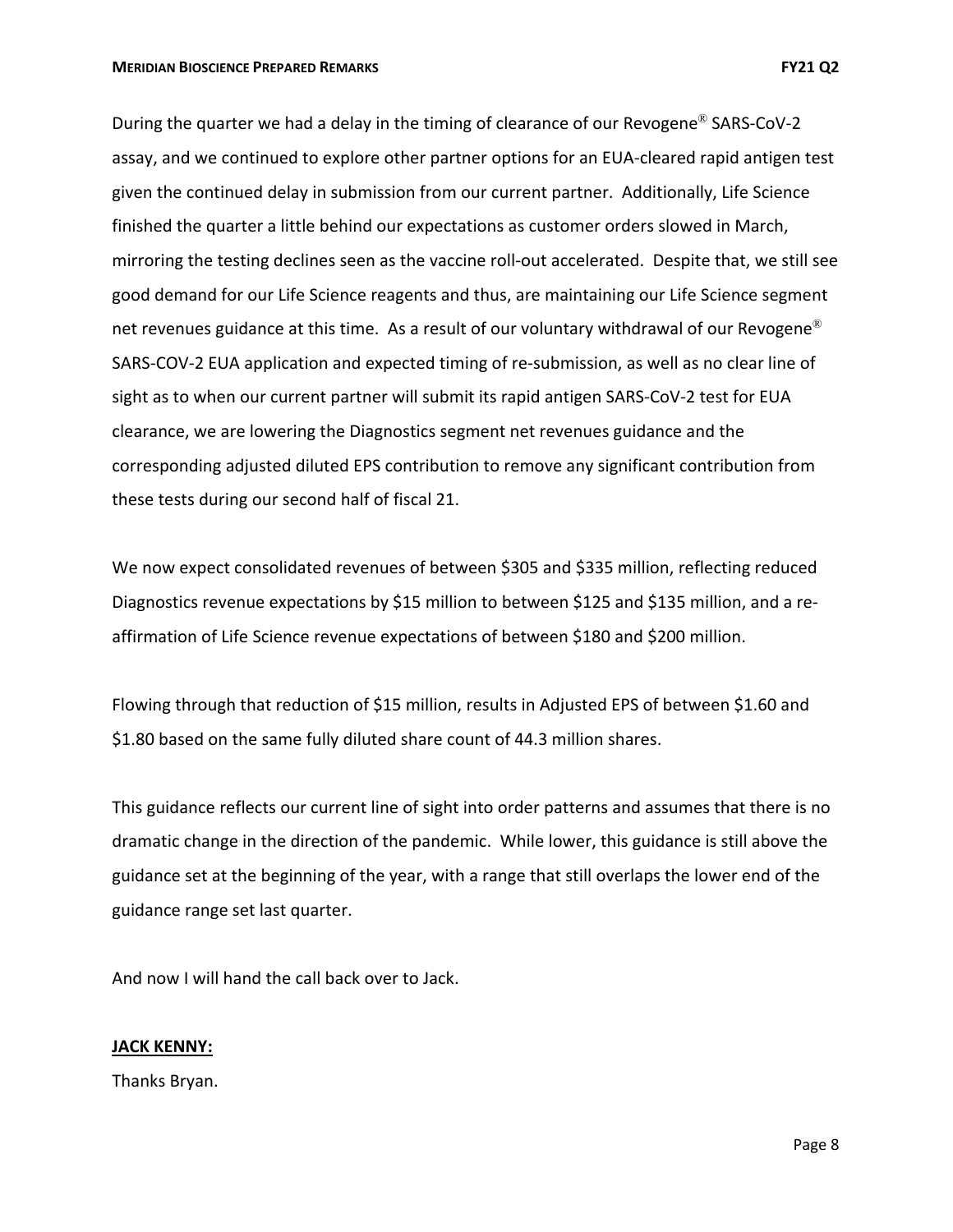During the quarter we had a delay in the timing of clearance of our Revogene® SARS-CoV-2 assay, and we continued to explore other partner options for an EUA-cleared rapid antigen test given the continued delay in submission from our current partner. Additionally, Life Science finished the quarter a little behind our expectations as customer orders slowed in March, mirroring the testing declines seen as the vaccine roll-out accelerated. Despite that, we still see good demand for our Life Science reagents and thus, are maintaining our Life Science segment net revenues guidance at this time. As a result of our voluntary withdrawal of our Revogene® SARS-COV-2 EUA application and expected timing of re-submission, as well as no clear line of sight as to when our current partner will submit its rapid antigen SARS-CoV-2 test for EUA clearance, we are lowering the Diagnostics segment net revenues guidance and the corresponding adjusted diluted EPS contribution to remove any significant contribution from these tests during our second half of fiscal 21.

We now expect consolidated revenues of between $305 and $335 million, reflecting reduced Diagnostics revenue expectations by $15 million to between $125 and $135 million, and a re-affirmation of Life Science revenue expectations of between $180 and $200 million.

Flowing through that reduction of $15 million, results in Adjusted EPS of between $1.60 and $1.80 based on the same fully diluted share count of 44.3 million shares.

This guidance reflects our current line of sight into order patterns and assumes that there is no dramatic change in the direction of the pandemic. While lower, this guidance is still above the guidance set at the beginning of the year, with a range that still overlaps the lower end of the guidance range set last quarter.

And now I will hand the call back over to Jack.

**JACK KENNY:**

Thanks Bryan.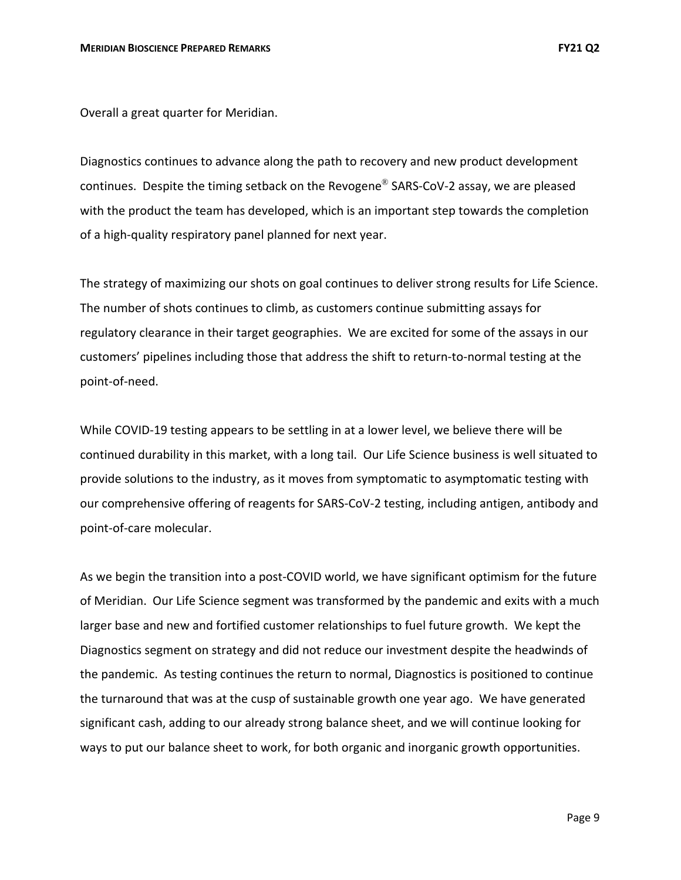Overall a great quarter for Meridian.

Diagnostics continues to advance along the path to recovery and new product development continues. Despite the timing setback on the Revogene® SARS-CoV-2 assay, we are pleased with the product the team has developed, which is an important step towards the completion of a high-quality respiratory panel planned for next year.

The strategy of maximizing our shots on goal continues to deliver strong results for Life Science. The number of shots continues to climb, as customers continue submitting assays for regulatory clearance in their target geographies. We are excited for some of the assays in our customers' pipelines including those that address the shift to return-to-normal testing at the point-of-need.

While COVID-19 testing appears to be settling in at a lower level, we believe there will be continued durability in this market, with a long tail. Our Life Science business is well situated to provide solutions to the industry, as it moves from symptomatic to asymptomatic testing with our comprehensive offering of reagents for SARS-CoV-2 testing, including antigen, antibody and point-of-care molecular.

As we begin the transition into a post-COVID world, we have significant optimism for the future of Meridian. Our Life Science segment was transformed by the pandemic and exits with a much larger base and new and fortified customer relationships to fuel future growth. We kept the Diagnostics segment on strategy and did not reduce our investment despite the headwinds of the pandemic. As testing continues the return to normal, Diagnostics is positioned to continue the turnaround that was at the cusp of sustainable growth one year ago. We have generated significant cash, adding to our already strong balance sheet, and we will continue looking for ways to put our balance sheet to work, for both organic and inorganic growth opportunities.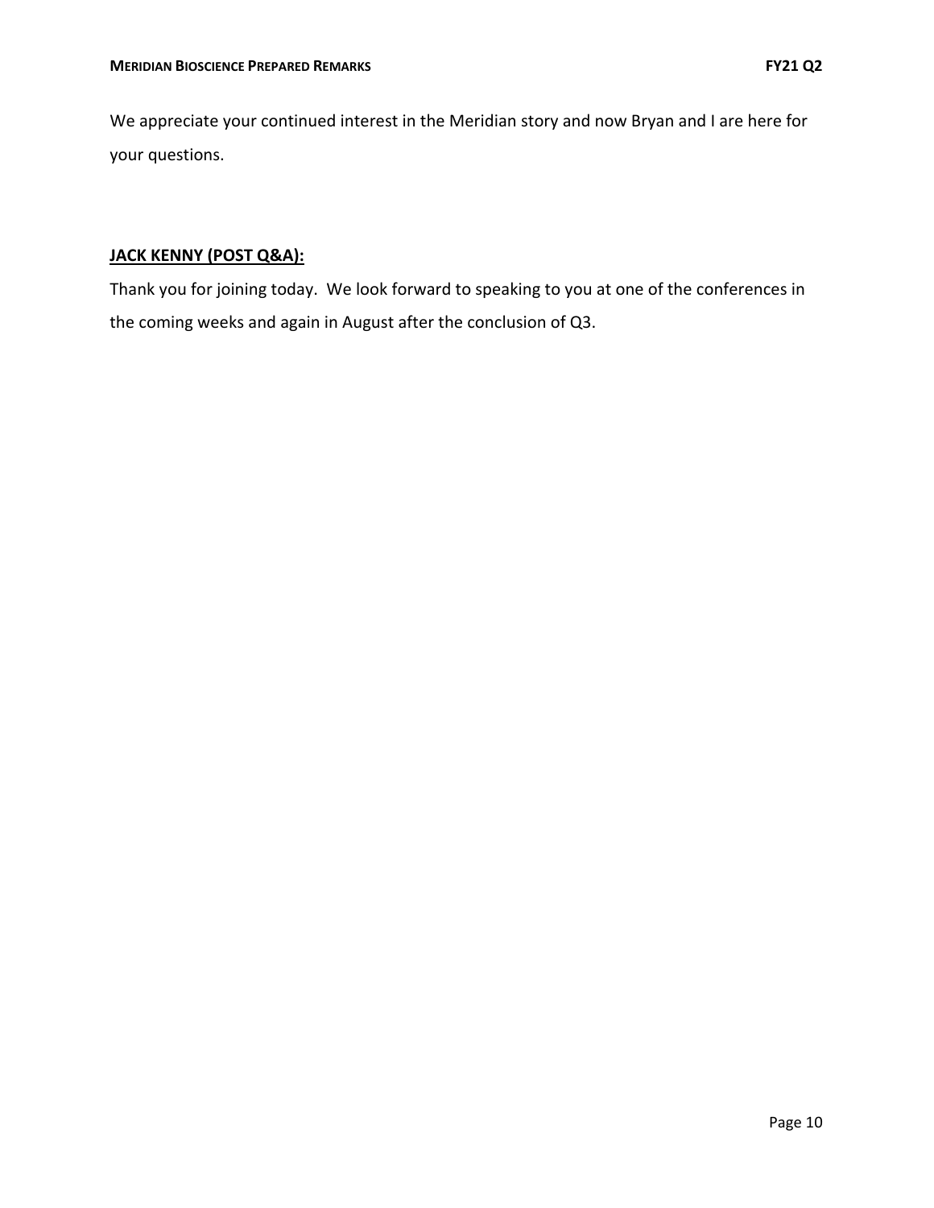We appreciate your continued interest in the Meridian story and now Bryan and I are here for your questions.

**JACK KENNY (POST Q&A):**

Thank you for joining today. We look forward to speaking to you at one of the conferences in the coming weeks and again in August after the conclusion of Q3.